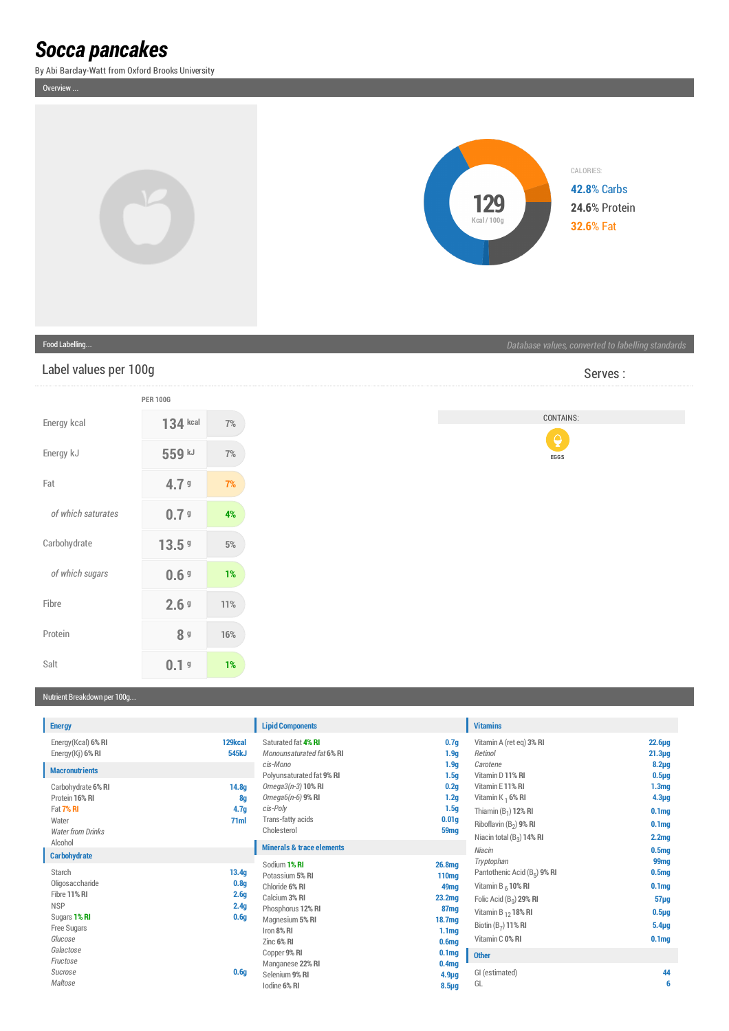# Socca pancakes

By Abi Barclay-Watt from Oxford Brooks University

Overview ...

CALORIES:

129 Kcal / 100g

**42.8%** Carbs
**24.6%** Protein
**32.6%** Fat

Food Labelling...

*Database values, converted to labelling standards*

## Label values per 100g

Serves :

| | PER 100G | |
|---|---|---|
| Energy kcal | 134 kcal | 7% |
| Energy kJ | 559 kJ | 7% |
| Fat | 4.7 g | 7% |
| *of which saturates* | 0.7 g | 4% |
| Carbohydrate | 13.5 g | 5% |
| *of which sugars* | 0.6 g | 1% |
| Fibre | 2.6 g | 11% |
| Protein | 8 g | 16% |
| Salt | 0.1 g | 1% |

CONTAINS:

EGGS

Nutrient Breakdown per 100g...

### Energy

| | |
|---|---|
| Energy(Kcal) 6% RI | 129kcal |
| Energy(Kj) 6% RI | 545kJ |

### Macronutrients

| | |
|---|---|
| Carbohydrate 6% RI | 14.8g |
| Protein 16% RI | 8g |
| Fat 7% RI | 4.7g |
| Water | 71ml |
| *Water from Drinks* | |
| Alcohol | |

### Carbohydrate

| | |
|---|---|
| Starch | 13.4g |
| Oligosaccharide | 0.8g |
| Fibre 11% RI | 2.6g |
| NSP | 2.4g |
| Sugars 1% RI | 0.6g |
| Free Sugars | |
| *Glucose* | |
| *Galactose* | |
| *Fructose* | |
| *Sucrose* | 0.6g |
| *Maltose* | |

### Lipid Components

| | |
|---|---|
| Saturated fat 4% RI | 0.7g |
| *Monounsaturated fat* 6% RI | 1.9g |
| *cis-Mono* | 1.9g |
| Polyunsaturated fat 9% RI | 1.5g |
| *Omega3(n-3)* 10% RI | 0.2g |
| *Omega6(n-6)* 9% RI | 1.2g |
| *cis-Poly* | 1.5g |
| Trans-fatty acids | 0.01g |
| Cholesterol | 59mg |

### Minerals & trace elements

| | |
|---|---|
| Sodium 1% RI | 26.8mg |
| Potassium 5% RI | 110mg |
| Chloride 6% RI | 49mg |
| Calcium 3% RI | 23.2mg |
| Phosphorus 12% RI | 87mg |
| Magnesium 5% RI | 18.7mg |
| Iron 8% RI | 1.1mg |
| Zinc 6% RI | 0.6mg |
| Copper 9% RI | 0.1mg |
| Manganese 22% RI | 0.4mg |
| Selenium 9% RI | 4.9µg |
| Iodine 6% RI | 8.5µg |

### Vitamins

| | |
|---|---|
| Vitamin A (ret eq) 3% RI | 22.6µg |
| *Retinol* | 21.3µg |
| *Carotene* | 8.2µg |
| Vitamin D 11% RI | 0.5µg |
| Vitamin E 11% RI | 1.3mg |
| Vitamin $K_1$ 6% RI | 4.3µg |
| Thiamin ($B_1$) 12% RI | 0.1mg |
| Riboflavin ($B_2$) 9% RI | 0.1mg |
| Niacin total ($B_3$) 14% RI | 2.2mg |
| *Niacin* | 0.5mg |
| *Tryptophan* | 99mg |
| Pantothenic Acid ($B_5$) 9% RI | 0.5mg |
| Vitamin $B_6$ 10% RI | 0.1mg |
| Folic Acid ($B_9$) 29% RI | 57µg |
| Vitamin $B_{12}$ 18% RI | 0.5µg |
| Biotin ($B_7$) 11% RI | 5.4µg |
| Vitamin C 0% RI | 0.1mg |

### Other

| | |
|---|---|
| GI (estimated) | 44 |
| GL | 6 |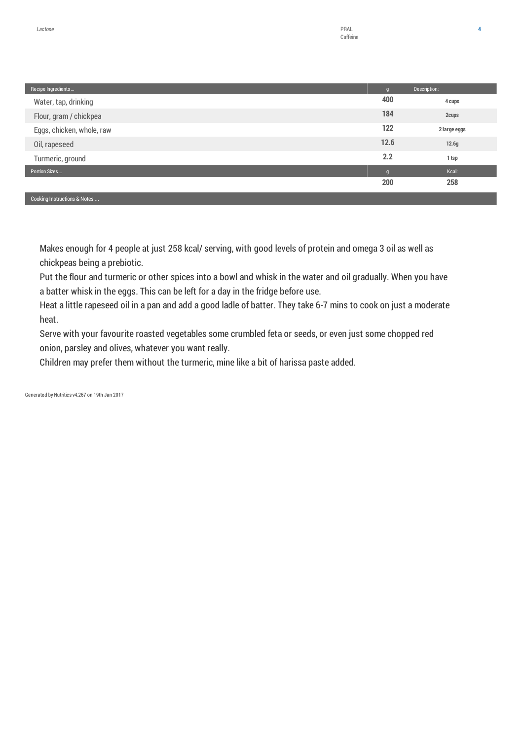*Lactose*

PRAL
Caffeine

| Recipe Ingredients ... | g | Description: |
| --- | --- | --- |
| Water, tap, drinking | 400 | 4 cups |
| Flour, gram / chickpea | 184 | 2cups |
| Eggs, chicken, whole, raw | 122 | 2 large eggs |
| Oil, rapeseed | 12.6 | 12.6g |
| Turmeric, ground | 2.2 | 1 tsp |

| Portion Sizes ... | g | Kcal: |
| --- | --- | --- |
| | 200 | 258 |

Cooking Instructions & Notes ...

Makes enough for 4 people at just 258 kcal/ serving, with good levels of protein and omega 3 oil as well as chickpeas being a prebiotic.

Put the flour and turmeric or other spices into a bowl and whisk in the water and oil gradually. When you have a batter whisk in the eggs. This can be left for a day in the fridge before use.

Heat a little rapeseed oil in a pan and add a good ladle of batter. They take 6-7 mins to cook on just a moderate heat.

Serve with your favourite roasted vegetables some crumbled feta or seeds, or even just some chopped red onion, parsley and olives, whatever you want really.

Children may prefer them without the turmeric, mine like a bit of harissa paste added.

Generated by Nutritics v4.267 on 19th Jan 2017